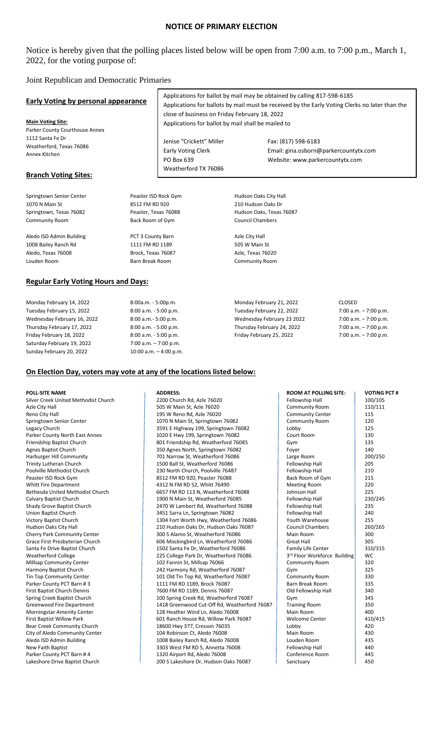# NOTICE OF PRIMARY ELECTION

Notice is hereby given that the polling places listed below will be open from 7:00 a.m. to 7:00 p.m., March 1, 2022, for the voting purpose of:

Joint Republican and Democratic Primaries

## Early Voting by personal appearance

**Main Voting Site:**
Parker County Courthouse Annex
1112 Santa Fe Dr
Weatherford, Texas 76086
Annex Kitchen

Applications for ballot by mail may be obtained by calling 817-598-6185
Applications for ballots by mail must be received by the Early Voting Clerks no later than the close of business on Friday February 18, 2022
Applications for ballot by mail shall be mailed to

Jenise "Crickett" Miller
Early Voting Clerk
PO Box 639
Weatherford TX 76086

Fax: (817) 598-6183
Email: gina.osborn@parkercountytx.com
Website: www.parkercountytx.com

## Branch Voting Sites:

Springtown Senior Center
1070 N Main St
Springtown, Texas 76082
Community Room

Peaster ISD Rock Gym
8512 FM RD 920
Peaster, Texas 76088
Back Room of Gym

Hudson Oaks City Hall
210 Hudson Oaks Dr
Hudson Oaks, Texas 76087
Council Chambers

Aledo ISD Admin Building
1008 Bailey Ranch Rd
Aledo, Texas 76008
Louden Room

PCT 3 County Barn
1111 FM RD 1189
Brock, Texas 76087
Barn Break Room

Azle City Hall
505 W Main St
Azle, Texas 76020
Community Room

## Regular Early Voting Hours and Days:

| | | | |
|---|---|---|---|
| Monday February 14, 2022 | 8:00a.m. - 5:00p.m. | Monday February 21, 2022 | CLOSED |
| Tuesday February 15, 2022 | 8:00 a.m. - 5:00 p.m. | Tuesday February 22, 2022 | 7:00 a.m. – 7:00 p.m. |
| Wednesday February 16, 2022 | 8:00 a.m.- 5:00 p.m. | Wednesday February 23 2022 | 7:00 a.m. – 7:00 p.m. |
| Thursday February 17, 2022 | 8:00 a.m. - 5:00 p.m. | Thursday February 24, 2022 | 7:00 a.m. – 7:00 p.m. |
| Friday February 18, 2022 | 8:00 a.m. - 5:00 p.m. | Friday February 25, 2022 | 7:00 a.m. – 7:00 p.m. |
| Saturday February 19, 2022 | 7:00 a.m. – 7:00 p.m. | | |
| Sunday February 20, 2022 | 10:00 a.m. – 4:00 p.m. | | |

## On Election Day, voters may vote at any of the locations listed below:

| POLL-SITE NAME | ADDRESS: | ROOM AT POLLING SITE: | VOTING PCT # |
|---|---|---|---|
| Silver Creek United Methodist Church | 2200 Church Rd, Azle 76020 | Fellowship Hall | 100/105 |
| Azle City Hall | 505 W Main St, Azle 76020 | Community Room | 110/111 |
| Reno City Hall | 195 W Reno Rd, Azle 76020 | Community Center | 115 |
| Springtown Senior Center | 1070 N Main St, Springtown 76082 | Community Room | 120 |
| Legacy Church | 3591 E Highway 199, Springtown 76082 | Lobby | 125 |
| Parker County North East Annex | 1020 E Hwy 199, Springtown 76082 | Court Room | 130 |
| Friendship Baptist Church | 801 Friendship Rd, Weatherford 76085 | Gym | 135 |
| Agnes Baptist Church | 350 Agnes North, Springtown 76082 | Foyer | 140 |
| Harburger Hill Community | 701 Narrow St, Weatherford 76086 | Large Room | 200/250 |
| Trinity Lutheran Church | 1500 Ball St, Weatherford 76086 | Fellowship Hall | 205 |
| Poolville Methodist Church | 230 North Church, Poolville 76487 | Fellowship Hall | 210 |
| Peaster ISD Rock Gym | 8512 FM RD 920, Peaster 76088 | Back Room of Gym | 215 |
| Whitt Fire Department | 4312 N FM RD 52, Whitt 76490 | Meeting Room | 220 |
| Bethesda United Methodist Church | 6657 FM RD 113 N, Weatherford 76088 | Johnson Hall | 225 |
| Calvary Baptist Church | 1900 N Main St, Weatherford 76085 | Fellowship Hall | 230/245 |
| Shady Grove Baptist Church | 2470 W Lambert Rd, Weatherford 76088 | Fellowship Hall | 235 |
| Union Baptist Church | 3451 Sarra Ln, Springtown 76082 | Fellowship Hall | 240 |
| Victory Baptist Church | 1304 Fort Worth Hwy, Weatherford 76086 | Youth Warehouse | 255 |
| Hudson Oaks City Hall | 210 Hudson Oaks Dr, Hudson Oaks 76087 | Council Chambers | 260/265 |
| Cherry Park Community Center | 300 S Alamo St, Weatherford 76086 | Main Room | 300 |
| Grace First Presbyterian Church | 606 Mockingbird Ln, Weatherford 76086 | Great Hall | 305 |
| Santa Fe Drive Baptist Church | 1502 Santa Fe Dr, Weatherford 76086 | Family Life Center | 310/315 |
| Weatherford College | 225 College Park Dr, Weatherford 76086 | 3rd Floor Workforce Building | WC |
| Millsap Community Center | 102 Fannin St, Millsap 76066 | Community Room | 320 |
| Harmony Baptist Church | 242 Harmony Rd, Weatherford 76087 | Gym | 325 |
| Tin Top Community Center | 101 Old Tin Top Rd, Weatherford 76087 | Community Room | 330 |
| Parker County PCT Barn # 3 | 1111 FM RD 1189, Brock 76087 | Barn Break Room | 335 |
| First Baptist Church Dennis | 7600 FM RD 1189, Dennis 76087 | Old Fellowship Hall | 340 |
| Spring Creek Baptist Church | 100 Spring Creek Rd, Weatherford 76087 | Gym | 345 |
| Greenwood Fire Department | 1418 Greenwood Cut-Off Rd, Weatherford 76087 | Training Room | 350 |
| Morningstar Amenity Center | 128 Heather Wind Ln, Aledo 76008 | Main Room | 400 |
| First Baptist Willow Park | 601 Ranch House Rd, Willow Park 76087 | Welcome Center | 410/415 |
| Bear Creek Community Church | 18600 Hwy 377, Cresson 76035 | Lobby | 420 |
| City of Aledo Community Center | 104 Robinson Ct, Aledo 76008 | Main Room | 430 |
| Aledo ISD Admin Building | 1008 Bailey Ranch Rd, Aledo 76008 | Louden Room | 435 |
| New Faith Baptist | 3303 West FM RD 5, Annetta 76008 | Fellowship Hall | 440 |
| Parker County PCT Barn # 4 | 1320 Airport Rd, Aledo 76008 | Conference Room | 445 |
| Lakeshore Drive Baptist Church | 200 S Lakeshore Dr, Hudson Oaks 76087 | Sanctuary | 450 |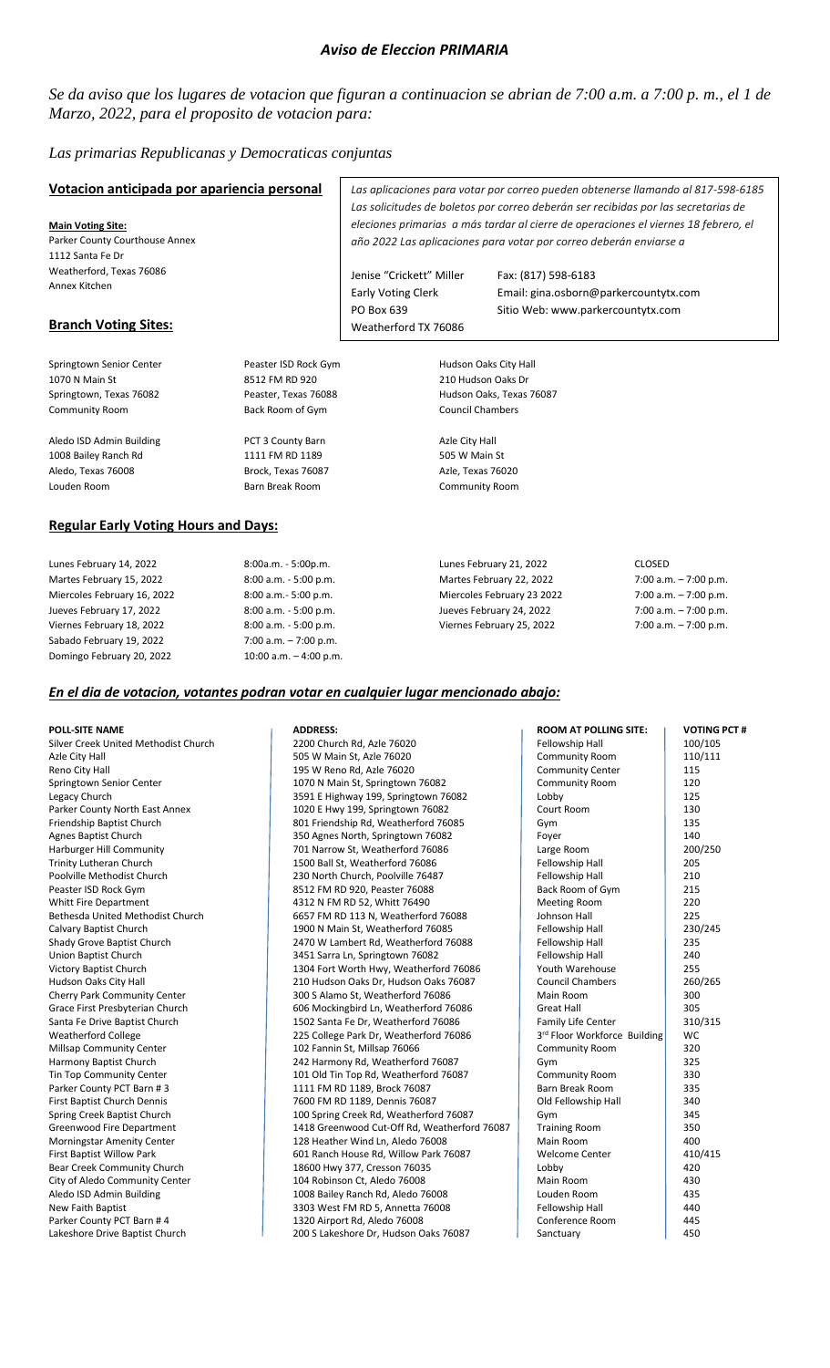## *Aviso de Eleccion PRIMARIA*

*Se da aviso que los lugares de votacion que figuran a continuacion se abrian de 7:00 a.m. a 7:00 p. m., el 1 de Marzo, 2022, para el proposito de votacion para:*

*Las primarias Republicanas y Democraticas conjuntas*

### Votacion anticipada por apariencia personal

**Main Voting Site:**
Parker County Courthouse Annex
1112 Santa Fe Dr
Weatherford, Texas 76086
Annex Kitchen

*Las aplicaciones para votar por correo pueden obtenerse llamando al 817-598-6185 Las solicitudes de boletos por correo deberán ser recibidas por las secretarias de eleciones primarias a más tardar al cierre de operaciones el viernes 18 febrero, el año 2022 Las aplicaciones para votar por correo deberán enviarse a*

Jenise "Crickett" Miller
Early Voting Clerk
PO Box 639
Weatherford TX 76086

Fax: (817) 598-6183
Email: gina.osborn@parkercountytx.com
Sitio Web: www.parkercountytx.com

### Branch Voting Sites:

| | | |
|---|---|---|
| Springtown Senior Center<br>1070 N Main St<br>Springtown, Texas 76082<br>Community Room | Peaster ISD Rock Gym<br>8512 FM RD 920<br>Peaster, Texas 76088<br>Back Room of Gym | Hudson Oaks City Hall<br>210 Hudson Oaks Dr<br>Hudson Oaks, Texas 76087<br>Council Chambers |
| Aledo ISD Admin Building<br>1008 Bailey Ranch Rd<br>Aledo, Texas 76008<br>Louden Room | PCT 3 County Barn<br>1111 FM RD 1189<br>Brock, Texas 76087<br>Barn Break Room | Azle City Hall<br>505 W Main St<br>Azle, Texas 76020<br>Community Room |

### Regular Early Voting Hours and Days:

| | | | |
|---|---|---|---|
| Lunes February 14, 2022 | 8:00a.m. - 5:00p.m. | Lunes February 21, 2022 | CLOSED |
| Martes February 15, 2022 | 8:00 a.m. - 5:00 p.m. | Martes February 22, 2022 | 7:00 a.m. – 7:00 p.m. |
| Miercoles February 16, 2022 | 8:00 a.m.- 5:00 p.m. | Miercoles February 23 2022 | 7:00 a.m. – 7:00 p.m. |
| Jueves February 17, 2022 | 8:00 a.m. - 5:00 p.m. | Jueves February 24, 2022 | 7:00 a.m. – 7:00 p.m. |
| Viernes February 18, 2022 | 8:00 a.m. - 5:00 p.m. | Viernes February 25, 2022 | 7:00 a.m. – 7:00 p.m. |
| Sabado February 19, 2022 | 7:00 a.m. – 7:00 p.m. | | |
| Domingo February 20, 2022 | 10:00 a.m. – 4:00 p.m. | | |

### *En el dia de votacion, votantes podran votar en cualquier lugar mencionado abajo:*

| POLL-SITE NAME | ADDRESS: | ROOM AT POLLING SITE: | VOTING PCT # |
|---|---|---|---|
| Silver Creek United Methodist Church | 2200 Church Rd, Azle 76020 | Fellowship Hall | 100/105 |
| Azle City Hall | 505 W Main St, Azle 76020 | Community Room | 110/111 |
| Reno City Hall | 195 W Reno Rd, Azle 76020 | Community Center | 115 |
| Springtown Senior Center | 1070 N Main St, Springtown 76082 | Community Room | 120 |
| Legacy Church | 3591 E Highway 199, Springtown 76082 | Lobby | 125 |
| Parker County North East Annex | 1020 E Hwy 199, Springtown 76082 | Court Room | 130 |
| Friendship Baptist Church | 801 Friendship Rd, Weatherford 76085 | Gym | 135 |
| Agnes Baptist Church | 350 Agnes North, Springtown 76082 | Foyer | 140 |
| Harburger Hill Community | 701 Narrow St, Weatherford 76086 | Large Room | 200/250 |
| Trinity Lutheran Church | 1500 Ball St, Weatherford 76086 | Fellowship Hall | 205 |
| Poolville Methodist Church | 230 North Church, Poolville 76487 | Fellowship Hall | 210 |
| Peaster ISD Rock Gym | 8512 FM RD 920, Peaster 76088 | Back Room of Gym | 215 |
| Whitt Fire Department | 4312 N FM RD 52, Whitt 76490 | Meeting Room | 220 |
| Bethesda United Methodist Church | 6657 FM RD 113 N, Weatherford 76088 | Johnson Hall | 225 |
| Calvary Baptist Church | 1900 N Main St, Weatherford 76085 | Fellowship Hall | 230/245 |
| Shady Grove Baptist Church | 2470 W Lambert Rd, Weatherford 76088 | Fellowship Hall | 235 |
| Union Baptist Church | 3451 Sarra Ln, Springtown 76082 | Fellowship Hall | 240 |
| Victory Baptist Church | 1304 Fort Worth Hwy, Weatherford 76086 | Youth Warehouse | 255 |
| Hudson Oaks City Hall | 210 Hudson Oaks Dr, Hudson Oaks 76087 | Council Chambers | 260/265 |
| Cherry Park Community Center | 300 S Alamo St, Weatherford 76086 | Main Room | 300 |
| Grace First Presbyterian Church | 606 Mockingbird Ln, Weatherford 76086 | Great Hall | 305 |
| Santa Fe Drive Baptist Church | 1502 Santa Fe Dr, Weatherford 76086 | Family Life Center | 310/315 |
| Weatherford College | 225 College Park Dr, Weatherford 76086 | 3rd Floor Workforce Building | WC |
| Millsap Community Center | 102 Fannin St, Millsap 76066 | Community Room | 320 |
| Harmony Baptist Church | 242 Harmony Rd, Weatherford 76087 | Gym | 325 |
| Tin Top Community Center | 101 Old Tin Top Rd, Weatherford 76087 | Community Room | 330 |
| Parker County PCT Barn # 3 | 1111 FM RD 1189, Brock 76087 | Barn Break Room | 335 |
| First Baptist Church Dennis | 7600 FM RD 1189, Dennis 76087 | Old Fellowship Hall | 340 |
| Spring Creek Baptist Church | 100 Spring Creek Rd, Weatherford 76087 | Gym | 345 |
| Greenwood Fire Department | 1418 Greenwood Cut-Off Rd, Weatherford 76087 | Training Room | 350 |
| Morningstar Amenity Center | 128 Heather Wind Ln, Aledo 76008 | Main Room | 400 |
| First Baptist Willow Park | 601 Ranch House Rd, Willow Park 76087 | Welcome Center | 410/415 |
| Bear Creek Community Church | 18600 Hwy 377, Cresson 76035 | Lobby | 420 |
| City of Aledo Community Center | 104 Robinson Ct, Aledo 76008 | Main Room | 430 |
| Aledo ISD Admin Building | 1008 Bailey Ranch Rd, Aledo 76008 | Louden Room | 435 |
| New Faith Baptist | 3303 West FM RD 5, Annetta 76008 | Fellowship Hall | 440 |
| Parker County PCT Barn # 4 | 1320 Airport Rd, Aledo 76008 | Conference Room | 445 |
| Lakeshore Drive Baptist Church | 200 S Lakeshore Dr, Hudson Oaks 76087 | Sanctuary | 450 |